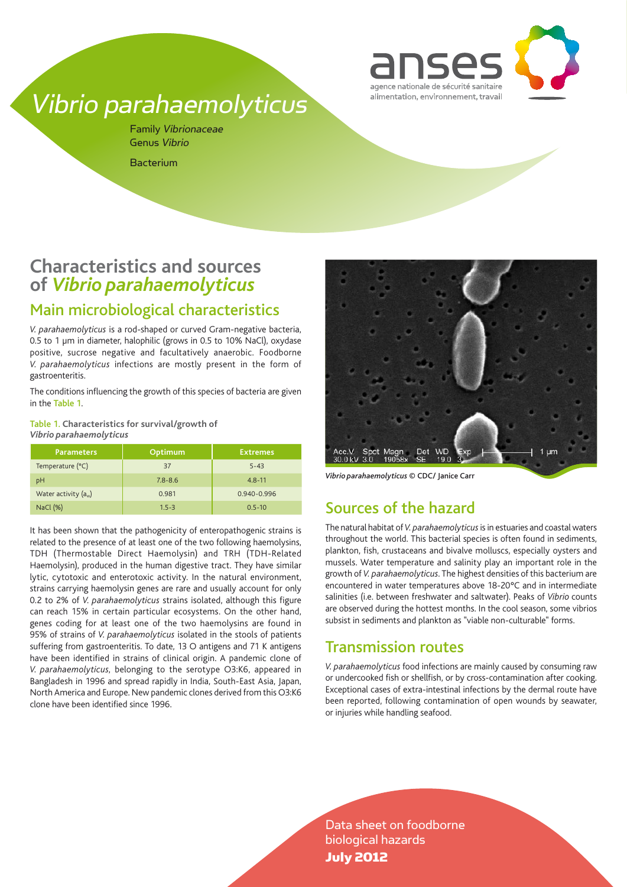# *Vibrio parahaemolyticus*

Family *Vibrionaceae*
Genus *Vibrio*

Bacterium

## Characteristics and sources of *Vibrio parahaemolyticus*

### Main microbiological characteristics

*V. parahaemolyticus* is a rod-shaped or curved Gram-negative bacteria, 0.5 to 1 µm in diameter, halophilic (grows in 0.5 to 10% NaCl), oxydase positive, sucrose negative and facultatively anaerobic. Foodborne *V. parahaemolyticus* infections are mostly present in the form of gastroenteritis.

The conditions influencing the growth of this species of bacteria are given in the Table 1.

**Table 1. Characteristics for survival/growth of *Vibrio parahaemolyticus***

| Parameters | Optimum | Extremes |
|---|---|---|
| Temperature (°C) | 37 | 5-43 |
| pH | 7.8-8.6 | 4.8-11 |
| Water activity ($a_w$) | 0.981 | 0.940-0.996 |
| NaCl (%) | 1.5-3 | 0.5-10 |

It has been shown that the pathogenicity of enteropathogenic strains is related to the presence of at least one of the two following haemolysins, TDH (Thermostable Direct Haemolysin) and TRH (TDH-Related Haemolysin), produced in the human digestive tract. They have similar lytic, cytotoxic and enterotoxic activity. In the natural environment, strains carrying haemolysin genes are rare and usually account for only 0.2 to 2% of *V. parahaemolyticus* strains isolated, although this figure can reach 15% in certain particular ecosystems. On the other hand, genes coding for at least one of the two haemolysins are found in 95% of strains of *V. parahaemolyticus* isolated in the stools of patients suffering from gastroenteritis. To date, 13 O antigens and 71 K antigens have been identified in strains of clinical origin. A pandemic clone of *V. parahaemolyticus*, belonging to the serotype O3:K6, appeared in Bangladesh in 1996 and spread rapidly in India, South-East Asia, Japan, North America and Europe. New pandemic clones derived from this O3:K6 clone have been identified since 1996.

*Vibrio parahaemolyticus* © CDC/ Janice Carr

### Sources of the hazard

The natural habitat of *V. parahaemolyticus* is in estuaries and coastal waters throughout the world. This bacterial species is often found in sediments, plankton, fish, crustaceans and bivalve molluscs, especially oysters and mussels. Water temperature and salinity play an important role in the growth of *V. parahaemolyticus*. The highest densities of this bacterium are encountered in water temperatures above 18-20°C and in intermediate salinities (i.e. between freshwater and saltwater). Peaks of *Vibrio* counts are observed during the hottest months. In the cool season, some vibrios subsist in sediments and plankton as "viable non-culturable" forms.

### Transmission routes

*V. parahaemolyticus* food infections are mainly caused by consuming raw or undercooked fish or shellfish, or by cross-contamination after cooking. Exceptional cases of extra-intestinal infections by the dermal route have been reported, following contamination of open wounds by seawater, or injuries while handling seafood.

Data sheet on foodborne biological hazards
**July 2012**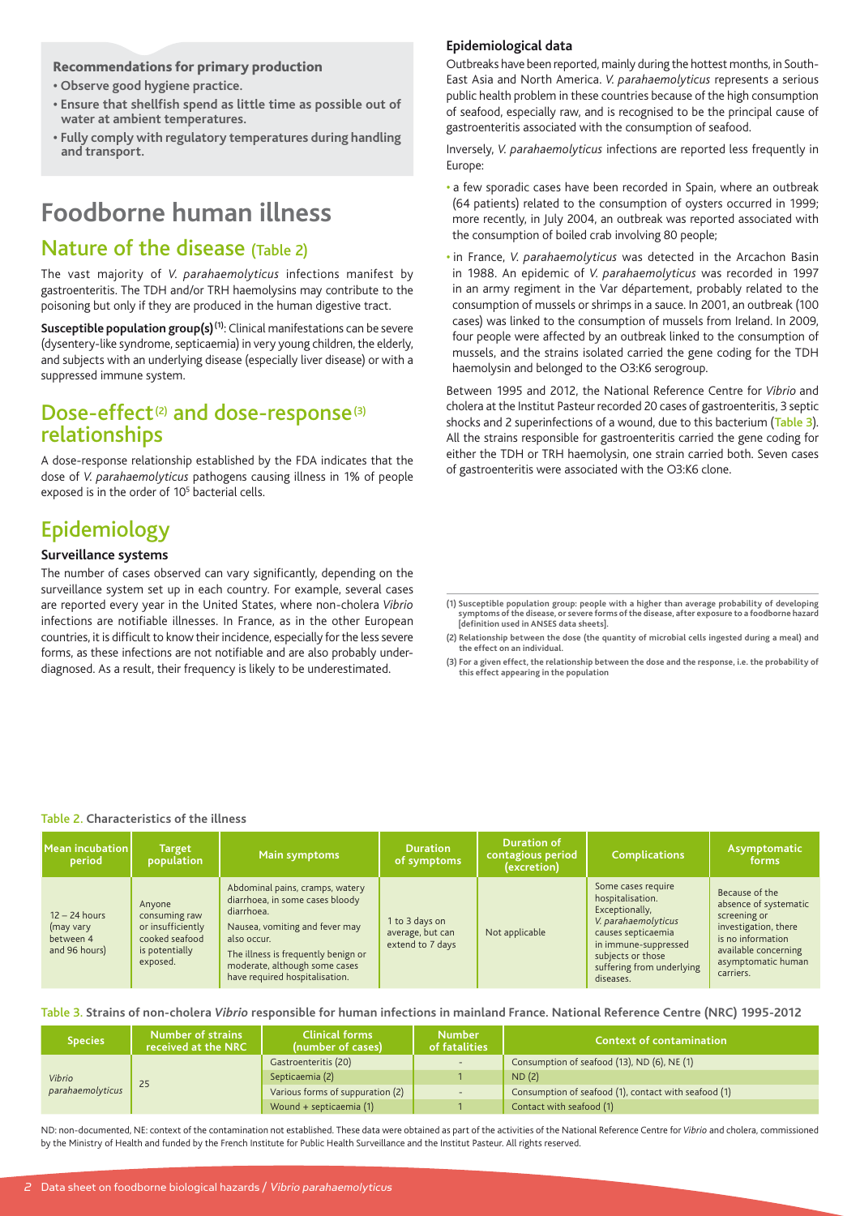**Recommendations for primary production**

- **Observe good hygiene practice.**
- **Ensure that shellfish spend as little time as possible out of water at ambient temperatures.**
- **Fully comply with regulatory temperatures during handling and transport.**

# Foodborne human illness

## Nature of the disease (Table 2)

The vast majority of *V. parahaemolyticus* infections manifest by gastroenteritis. The TDH and/or TRH haemolysins may contribute to the poisoning but only if they are produced in the human digestive tract.

**Susceptible population group(s)**[1]: Clinical manifestations can be severe (dysentery-like syndrome, septicaemia) in very young children, the elderly, and subjects with an underlying disease (especially liver disease) or with a suppressed immune system.

## Dose-effect[2] and dose-response[3] relationships

A dose-response relationship established by the FDA indicates that the dose of *V. parahaemolyticus* pathogens causing illness in 1% of people exposed is in the order of $10^5$ bacterial cells.

## Epidemiology

### Surveillance systems

The number of cases observed can vary significantly, depending on the surveillance system set up in each country. For example, several cases are reported every year in the United States, where non-cholera *Vibrio* infections are notifiable illnesses. In France, as in the other European countries, it is difficult to know their incidence, especially for the less severe forms, as these infections are not notifiable and are also probably under-diagnosed. As a result, their frequency is likely to be underestimated.

### Epidemiological data

Outbreaks have been reported, mainly during the hottest months, in South-East Asia and North America. *V. parahaemolyticus* represents a serious public health problem in these countries because of the high consumption of seafood, especially raw, and is recognised to be the principal cause of gastroenteritis associated with the consumption of seafood.

Inversely, *V. parahaemolyticus* infections are reported less frequently in Europe:

- a few sporadic cases have been recorded in Spain, where an outbreak (64 patients) related to the consumption of oysters occurred in 1999; more recently, in July 2004, an outbreak was reported associated with the consumption of boiled crab involving 80 people;
- in France, *V. parahaemolyticus* was detected in the Arcachon Basin in 1988. An epidemic of *V. parahaemolyticus* was recorded in 1997 in an army regiment in the Var département, probably related to the consumption of mussels or shrimps in a sauce. In 2001, an outbreak (100 cases) was linked to the consumption of mussels from Ireland. In 2009, four people were affected by an outbreak linked to the consumption of mussels, and the strains isolated carried the gene coding for the TDH haemolysin and belonged to the O3:K6 serogroup.

Between 1995 and 2012, the National Reference Centre for *Vibrio* and cholera at the Institut Pasteur recorded 20 cases of gastroenteritis, 3 septic shocks and 2 superinfections of a wound, due to this bacterium (Table 3). All the strains responsible for gastroenteritis carried the gene coding for either the TDH or TRH haemolysin, one strain carried both. Seven cases of gastroenteritis were associated with the O3:K6 clone.

(1) Susceptible population group: people with a higher than average probability of developing symptoms of the disease, or severe forms of the disease, after exposure to a foodborne hazard [definition used in ANSES data sheets].

(2) Relationship between the dose (the quantity of microbial cells ingested during a meal) and the effect on an individual.

(3) For a given effect, the relationship between the dose and the response, i.e. the probability of this effect appearing in the population

**Table 2. Characteristics of the illness**

| Mean incubation period | Target population | Main symptoms | Duration of symptoms | Duration of contagious period (excretion) | Complications | Asymptomatic forms |
|---|---|---|---|---|---|---|
| 12 – 24 hours (may vary between 4 and 96 hours) | Anyone consuming raw or insufficiently cooked seafood is potentially exposed. | Abdominal pains, cramps, watery diarrhoea, in some cases bloody diarrhoea. Nausea, vomiting and fever may also occur. The illness is frequently benign or moderate, although some cases have required hospitalisation. | 1 to 3 days on average, but can extend to 7 days | Not applicable | Some cases require hospitalisation. Exceptionally, *V. parahaemolyticus* causes septicaemia in immune-suppressed subjects or those suffering from underlying diseases. | Because of the absence of systematic screening or investigation, there is no information available concerning asymptomatic human carriers. |

**Table 3. Strains of non-cholera *Vibrio* responsible for human infections in mainland France. National Reference Centre (NRC) 1995-2012**

| Species | Number of strains received at the NRC | Clinical forms (number of cases) | Number of fatalities | Context of contamination |
|---|---|---|---|---|
| *Vibrio parahaemolyticus* | 25 | Gastroenteritis (20) | - | Consumption of seafood (13), ND (6), NE (1) |
| | | Septicaemia (2) | 1 | ND (2) |
| | | Various forms of suppuration (2) | - | Consumption of seafood (1), contact with seafood (1) |
| | | Wound + septicaemia (1) | 1 | Contact with seafood (1) |

ND: non-documented, NE: context of the contamination not established. These data were obtained as part of the activities of the National Reference Centre for *Vibrio* and cholera, commissioned by the Ministry of Health and funded by the French Institute for Public Health Surveillance and the Institut Pasteur. All rights reserved.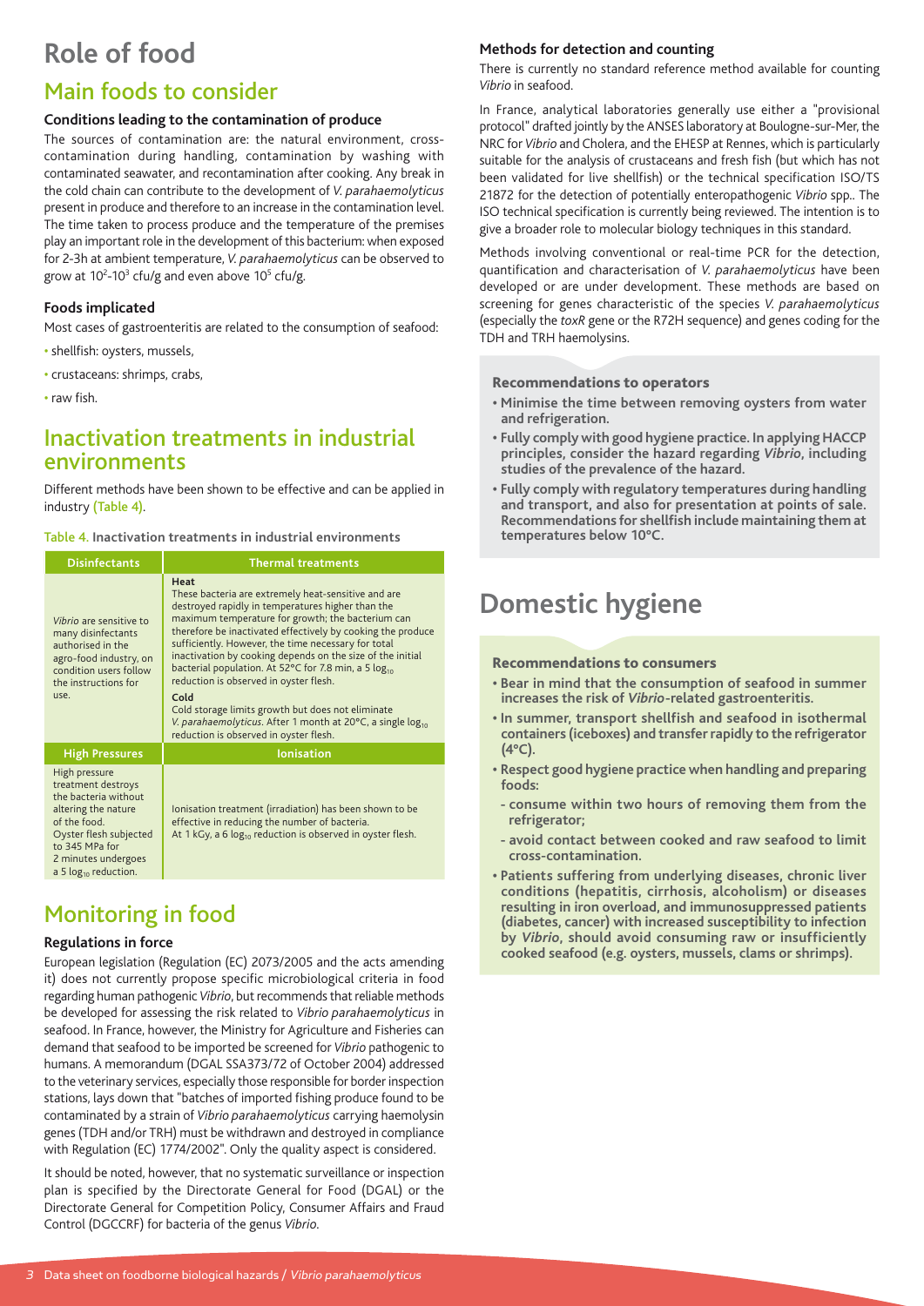# Role of food

## Main foods to consider

### Conditions leading to the contamination of produce

The sources of contamination are: the natural environment, cross-contamination during handling, contamination by washing with contaminated seawater, and recontamination after cooking. Any break in the cold chain can contribute to the development of *V. parahaemolyticus* present in produce and therefore to an increase in the contamination level. The time taken to process produce and the temperature of the premises play an important role in the development of this bacterium: when exposed for 2-3h at ambient temperature, *V. parahaemolyticus* can be observed to grow at $10^2$-$10^3$ cfu/g and even above $10^5$ cfu/g.

### Foods implicated

Most cases of gastroenteritis are related to the consumption of seafood:

- shellfish: oysters, mussels,
- crustaceans: shrimps, crabs,
- raw fish.

## Inactivation treatments in industrial environments

Different methods have been shown to be effective and can be applied in industry (Table 4).

**Table 4. Inactivation treatments in industrial environments**

| Disinfectants | Thermal treatments |
|---|---|
| *Vibrio* are sensitive to many disinfectants authorised in the agro-food industry, on condition users follow the instructions for use. | **Heat** These bacteria are extremely heat-sensitive and are destroyed rapidly in temperatures higher than the maximum temperature for growth; the bacterium can therefore be inactivated effectively by cooking the produce sufficiently. However, the time necessary for total inactivation by cooking depends on the size of the initial bacterial population. At 52°C for 7.8 min, a 5 $\log_{10}$ reduction is observed in oyster flesh. **Cold** Cold storage limits growth but does not eliminate *V. parahaemolyticus*. After 1 month at 20°C, a single $\log_{10}$ reduction is observed in oyster flesh. |
| **High Pressures** | **Ionisation** |
| High pressure treatment destroys the bacteria without altering the nature of the food. Oyster flesh subjected to 345 MPa for 2 minutes undergoes a 5 $\log_{10}$ reduction. | Ionisation treatment (irradiation) has been shown to be effective in reducing the number of bacteria. At 1 kGy, a 6 $\log_{10}$ reduction is observed in oyster flesh. |

## Monitoring in food

### Regulations in force

European legislation (Regulation (EC) 2073/2005 and the acts amending it) does not currently propose specific microbiological criteria in food regarding human pathogenic *Vibrio*, but recommends that reliable methods be developed for assessing the risk related to *Vibrio parahaemolyticus* in seafood. In France, however, the Ministry for Agriculture and Fisheries can demand that seafood to be imported be screened for *Vibrio* pathogenic to humans. A memorandum (DGAL SSA373/72 of October 2004) addressed to the veterinary services, especially those responsible for border inspection stations, lays down that "batches of imported fishing produce found to be contaminated by a strain of *Vibrio parahaemolyticus* carrying haemolysin genes (TDH and/or TRH) must be withdrawn and destroyed in compliance with Regulation (EC) 1774/2002". Only the quality aspect is considered.

It should be noted, however, that no systematic surveillance or inspection plan is specified by the Directorate General for Food (DGAL) or the Directorate General for Competition Policy, Consumer Affairs and Fraud Control (DGCCRF) for bacteria of the genus *Vibrio*.

### Methods for detection and counting

There is currently no standard reference method available for counting *Vibrio* in seafood.

In France, analytical laboratories generally use either a "provisional protocol" drafted jointly by the ANSES laboratory at Boulogne-sur-Mer, the NRC for *Vibrio* and Cholera, and the EHESP at Rennes, which is particularly suitable for the analysis of crustaceans and fresh fish (but which has not been validated for live shellfish) or the technical specification ISO/TS 21872 for the detection of potentially enteropathogenic *Vibrio* spp.. The ISO technical specification is currently being reviewed. The intention is to give a broader role to molecular biology techniques in this standard.

Methods involving conventional or real-time PCR for the detection, quantification and characterisation of *V. parahaemolyticus* have been developed or are under development. These methods are based on screening for genes characteristic of the species *V. parahaemolyticus* (especially the *toxR* gene or the R72H sequence) and genes coding for the TDH and TRH haemolysins.

### Recommendations to operators

- **Minimise the time between removing oysters from water and refrigeration.**
- **Fully comply with good hygiene practice. In applying HACCP principles, consider the hazard regarding *Vibrio*, including studies of the prevalence of the hazard.**
- **Fully comply with regulatory temperatures during handling and transport, and also for presentation at points of sale. Recommendations for shellfish include maintaining them at temperatures below 10°C.**

# Domestic hygiene

### Recommendations to consumers

- **Bear in mind that the consumption of seafood in summer increases the risk of *Vibrio*-related gastroenteritis.**
- **In summer, transport shellfish and seafood in isothermal containers (iceboxes) and transfer rapidly to the refrigerator (4°C).**
- **Respect good hygiene practice when handling and preparing foods:**
  - **consume within two hours of removing them from the refrigerator;**
  - **avoid contact between cooked and raw seafood to limit cross-contamination.**
- **Patients suffering from underlying diseases, chronic liver conditions (hepatitis, cirrhosis, alcoholism) or diseases resulting in iron overload, and immunosuppressed patients (diabetes, cancer) with increased susceptibility to infection by *Vibrio*, should avoid consuming raw or insufficiently cooked seafood (e.g. oysters, mussels, clams or shrimps).**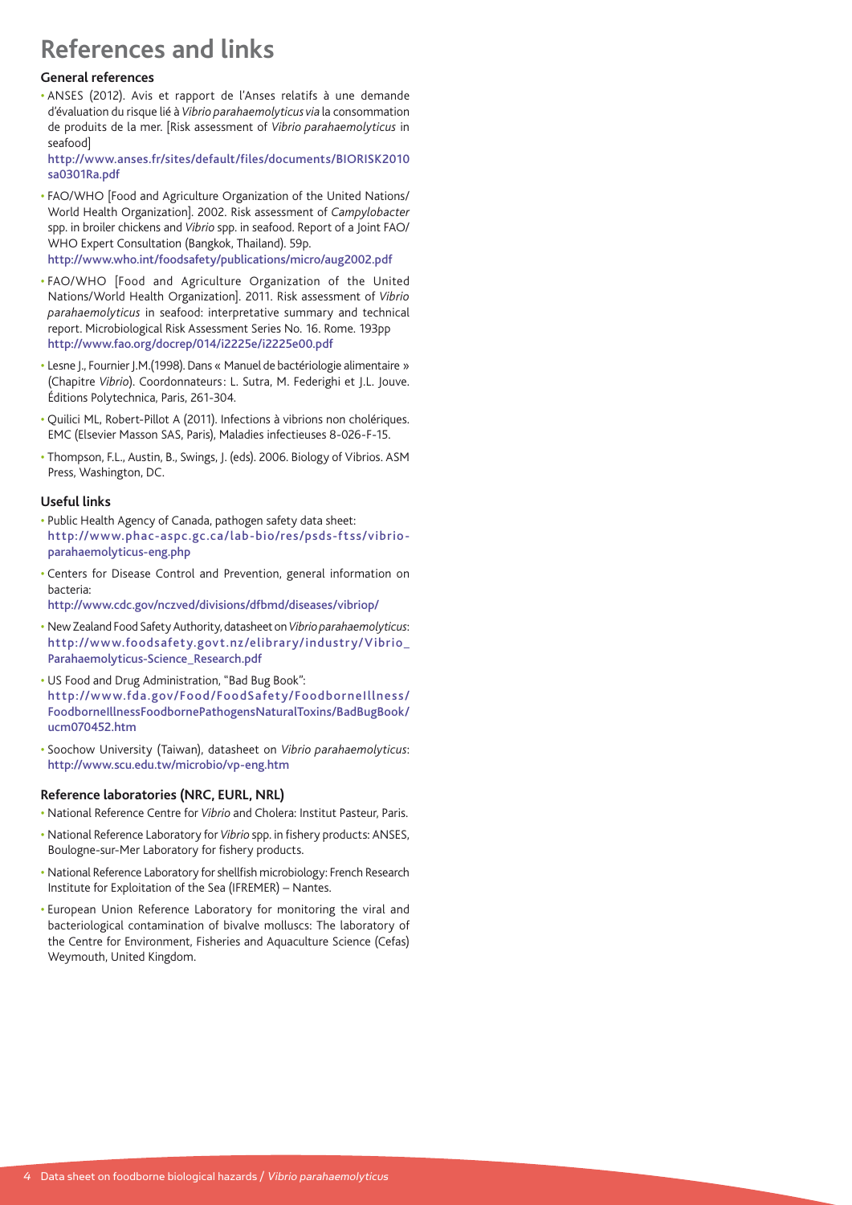# References and links

### General references

- ANSES (2012). Avis et rapport de l'Anses relatifs à une demande d'évaluation du risque lié à *Vibrio parahaemolyticus via* la consommation de produits de la mer. [Risk assessment of *Vibrio parahaemolyticus* in seafood]
  http://www.anses.fr/sites/default/files/documents/BIORISK2010sa0301Ra.pdf
- FAO/WHO [Food and Agriculture Organization of the United Nations/ World Health Organization]. 2002. Risk assessment of *Campylobacter* spp. in broiler chickens and *Vibrio* spp. in seafood. Report of a Joint FAO/ WHO Expert Consultation (Bangkok, Thailand). 59p.
  http://www.who.int/foodsafety/publications/micro/aug2002.pdf
- FAO/WHO [Food and Agriculture Organization of the United Nations/World Health Organization]. 2011. Risk assessment of *Vibrio parahaemolyticus* in seafood: interpretative summary and technical report. Microbiological Risk Assessment Series No. 16. Rome. 193pp
  http://www.fao.org/docrep/014/i2225e/i2225e00.pdf
- Lesne J., Fournier J.M.(1998). Dans « Manuel de bactériologie alimentaire » (Chapitre *Vibrio*). Coordonnateurs : L. Sutra, M. Federighi et J.L. Jouve. Éditions Polytechnica, Paris, 261-304.
- Quilici ML, Robert-Pillot A (2011). Infections à vibrions non cholériques. EMC (Elsevier Masson SAS, Paris), Maladies infectieuses 8-026-F-15.
- Thompson, F.L., Austin, B., Swings, J. (eds). 2006. Biology of Vibrios. ASM Press, Washington, DC.

### Useful links

- Public Health Agency of Canada, pathogen safety data sheet:
  http://www.phac-aspc.gc.ca/lab-bio/res/psds-ftss/vibrio-parahaemolyticus-eng.php
- Centers for Disease Control and Prevention, general information on bacteria:
  http://www.cdc.gov/nczved/divisions/dfbmd/diseases/vibriop/
- New Zealand Food Safety Authority, datasheet on *Vibrio parahaemolyticus*:
  http://www.foodsafety.govt.nz/elibrary/industry/Vibrio_Parahaemolyticus-Science_Research.pdf
- US Food and Drug Administration, "Bad Bug Book":
  http://www.fda.gov/Food/FoodSafety/FoodborneIllness/FoodborneIllnessFoodbornePathogensNaturalToxins/BadBugBook/ucm070452.htm
- Soochow University (Taiwan), datasheet on *Vibrio parahaemolyticus*:
  http://www.scu.edu.tw/microbio/vp-eng.htm

### Reference laboratories (NRC, EURL, NRL)

- National Reference Centre for *Vibrio* and Cholera: Institut Pasteur, Paris.
- National Reference Laboratory for *Vibrio* spp. in fishery products: ANSES, Boulogne-sur-Mer Laboratory for fishery products.
- National Reference Laboratory for shellfish microbiology: French Research Institute for Exploitation of the Sea (IFREMER) – Nantes.
- European Union Reference Laboratory for monitoring the viral and bacteriological contamination of bivalve molluscs: The laboratory of the Centre for Environment, Fisheries and Aquaculture Science (Cefas) Weymouth, United Kingdom.